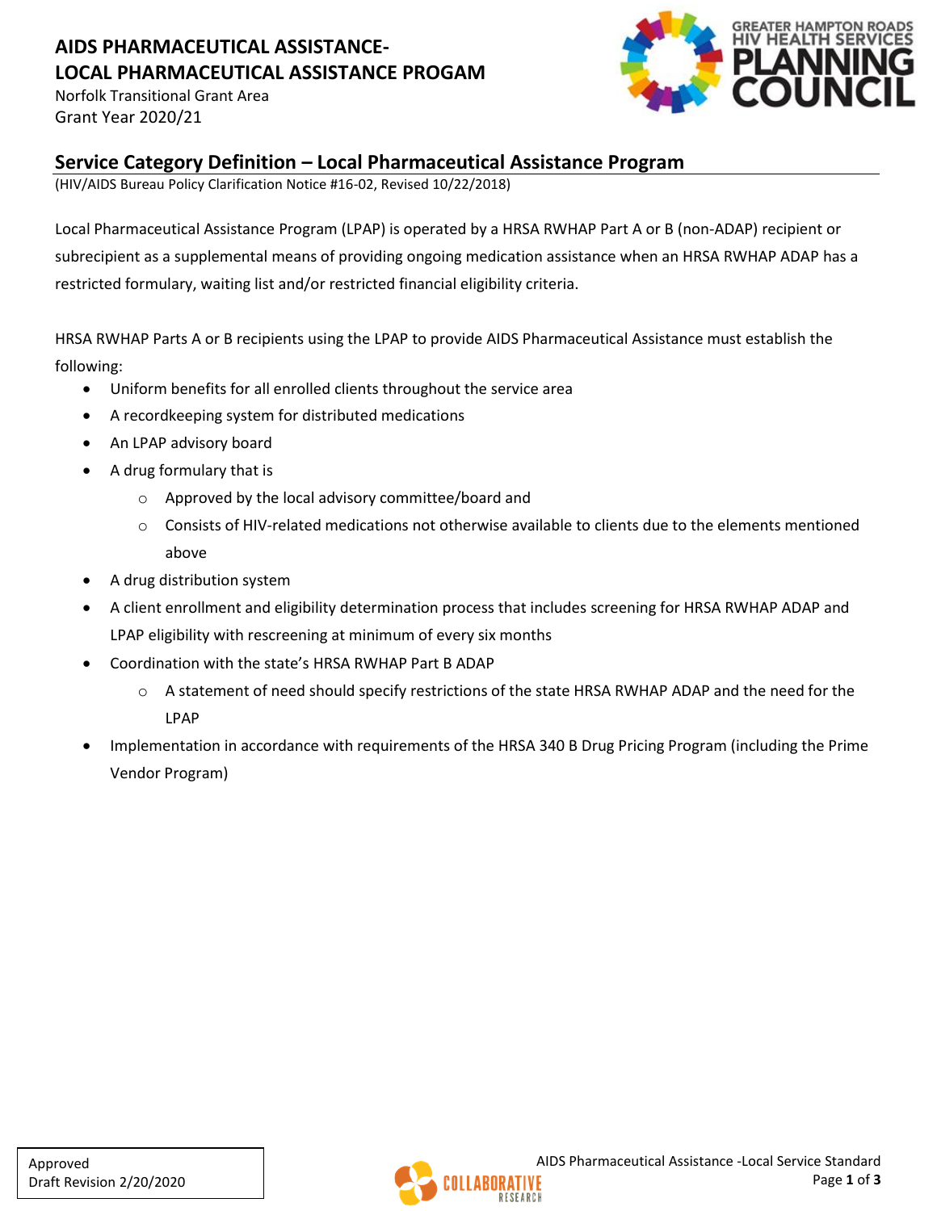# AIDS PHARMACEUTICAL ASSISTANCE- LOCAL PHARMACEUTICAL ASSISTANCE PROGAM

Norfolk Transitional Grant Area
Grant Year 2020/21

## Service Category Definition – Local Pharmaceutical Assistance Program

(HIV/AIDS Bureau Policy Clarification Notice #16-02, Revised 10/22/2018)

Local Pharmaceutical Assistance Program (LPAP) is operated by a HRSA RWHAP Part A or B (non-ADAP) recipient or subrecipient as a supplemental means of providing ongoing medication assistance when an HRSA RWHAP ADAP has a restricted formulary, waiting list and/or restricted financial eligibility criteria.

HRSA RWHAP Parts A or B recipients using the LPAP to provide AIDS Pharmaceutical Assistance must establish the following:

- Uniform benefits for all enrolled clients throughout the service area
- A recordkeeping system for distributed medications
- An LPAP advisory board
- A drug formulary that is
  - Approved by the local advisory committee/board and
  - Consists of HIV-related medications not otherwise available to clients due to the elements mentioned above
- A drug distribution system
- A client enrollment and eligibility determination process that includes screening for HRSA RWHAP ADAP and LPAP eligibility with rescreening at minimum of every six months
- Coordination with the state's HRSA RWHAP Part B ADAP
  - A statement of need should specify restrictions of the state HRSA RWHAP ADAP and the need for the LPAP
- Implementation in accordance with requirements of the HRSA 340 B Drug Pricing Program (including the Prime Vendor Program)

Approved
Draft Revision 2/20/2020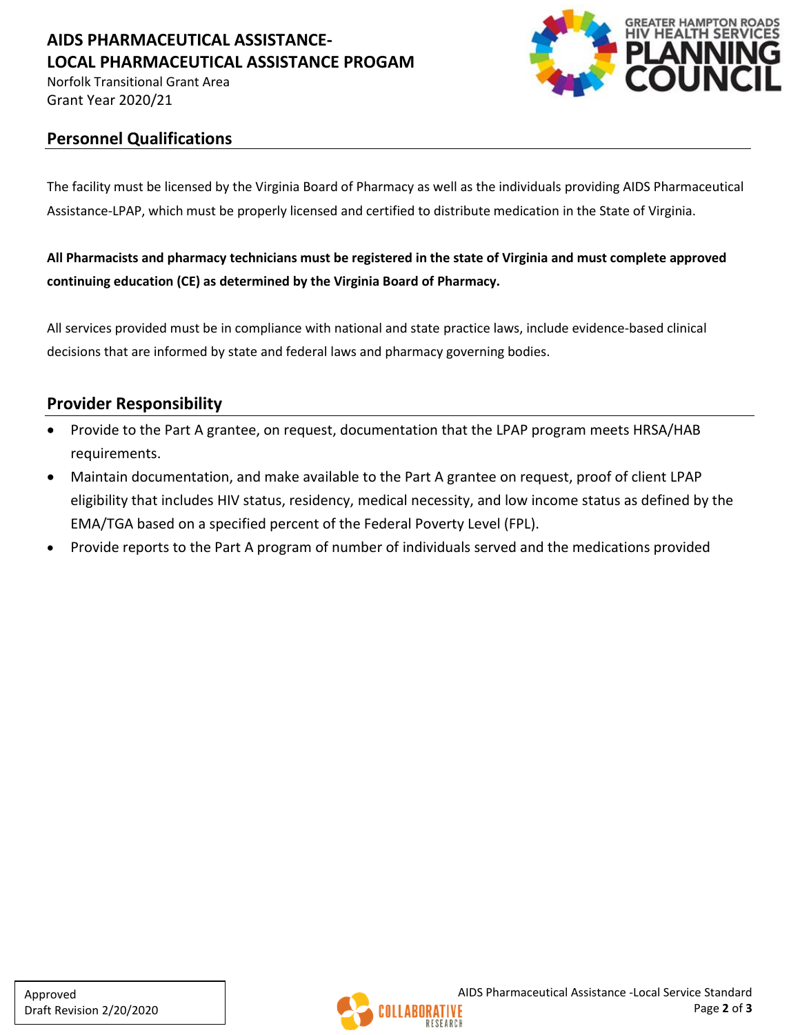## Personnel Qualifications

The facility must be licensed by the Virginia Board of Pharmacy as well as the individuals providing AIDS Pharmaceutical Assistance-LPAP, which must be properly licensed and certified to distribute medication in the State of Virginia.

**All Pharmacists and pharmacy technicians must be registered in the state of Virginia and must complete approved continuing education (CE) as determined by the Virginia Board of Pharmacy.**

All services provided must be in compliance with national and state practice laws, include evidence-based clinical decisions that are informed by state and federal laws and pharmacy governing bodies.

## Provider Responsibility

- Provide to the Part A grantee, on request, documentation that the LPAP program meets HRSA/HAB requirements.
- Maintain documentation, and make available to the Part A grantee on request, proof of client LPAP eligibility that includes HIV status, residency, medical necessity, and low income status as defined by the EMA/TGA based on a specified percent of the Federal Poverty Level (FPL).
- Provide reports to the Part A program of number of individuals served and the medications provided

Approved
Draft Revision 2/20/2020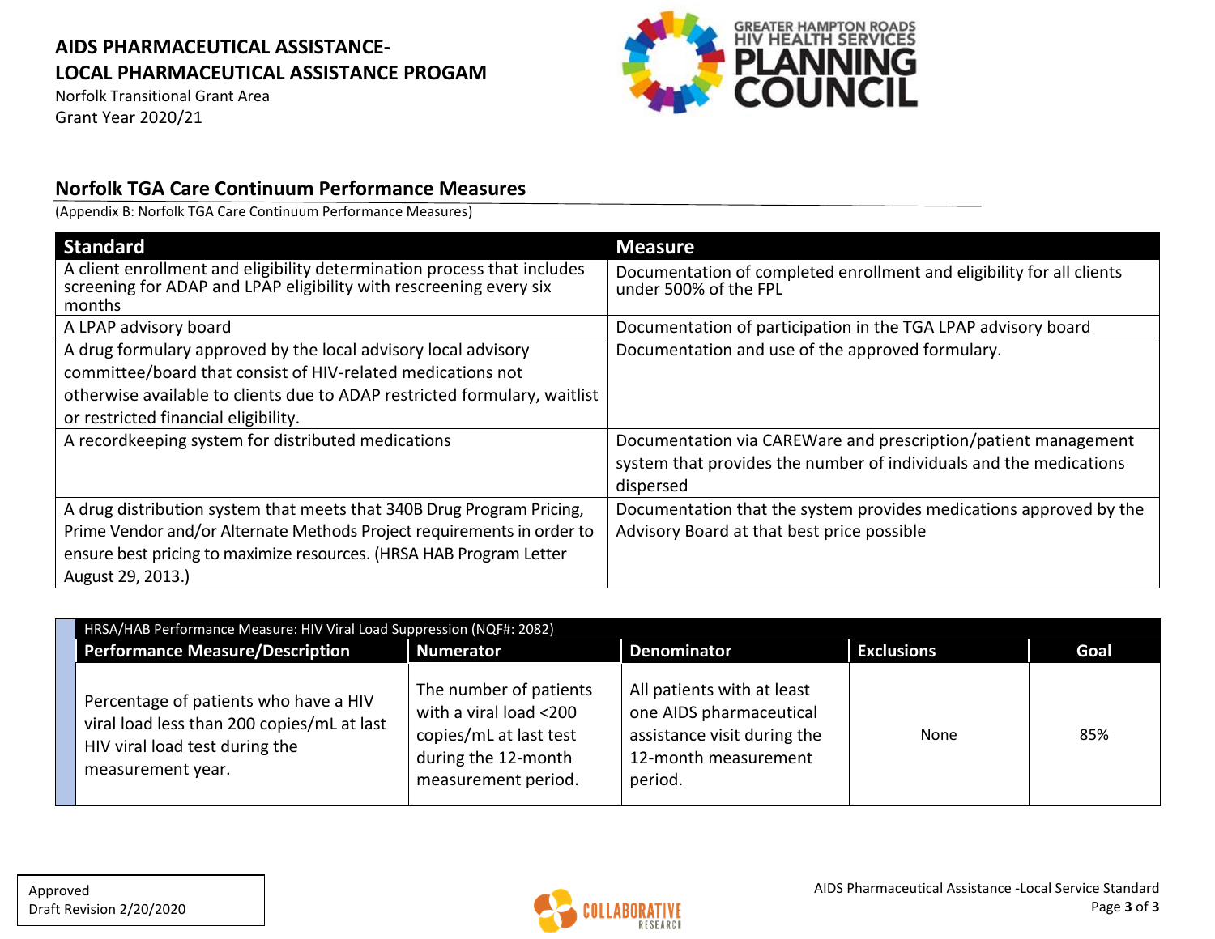**AIDS PHARMACEUTICAL ASSISTANCE-**
**LOCAL PHARMACEUTICAL ASSISTANCE PROGAM**
Norfolk Transitional Grant Area
Grant Year 2020/21

GREATER HAMPTON ROADS HIV HEALTH SERVICES PLANNING COUNCIL

## Norfolk TGA Care Continuum Performance Measures

(Appendix B: Norfolk TGA Care Continuum Performance Measures)

| Standard | Measure |
|---|---|
| A client enrollment and eligibility determination process that includes screening for ADAP and LPAP eligibility with rescreening every six months | Documentation of completed enrollment and eligibility for all clients under 500% of the FPL |
| A LPAP advisory board | Documentation of participation in the TGA LPAP advisory board |
| A drug formulary approved by the local advisory local advisory committee/board that consist of HIV-related medications not otherwise available to clients due to ADAP restricted formulary, waitlist or restricted financial eligibility. | Documentation and use of the approved formulary. |
| A recordkeeping system for distributed medications | Documentation via CAREWare and prescription/patient management system that provides the number of individuals and the medications dispersed |
| A drug distribution system that meets that 340B Drug Program Pricing, Prime Vendor and/or Alternate Methods Project requirements in order to ensure best pricing to maximize resources. (HRSA HAB Program Letter August 29, 2013.) | Documentation that the system provides medications approved by the Advisory Board at that best price possible |

| HRSA/HAB Performance Measure: HIV Viral Load Suppression (NQF#: 2082) | | | | |
|---|---|---|---|---|
| **Performance Measure/Description** | **Numerator** | **Denominator** | **Exclusions** | **Goal** |
| Percentage of patients who have a HIV viral load less than 200 copies/mL at last HIV viral load test during the measurement year. | The number of patients with a viral load <200 copies/mL at last test during the 12-month measurement period. | All patients with at least one AIDS pharmaceutical assistance visit during the 12-month measurement period. | None | 85% |

Approved
Draft Revision 2/20/2020

AIDS Pharmaceutical Assistance -Local Service Standard